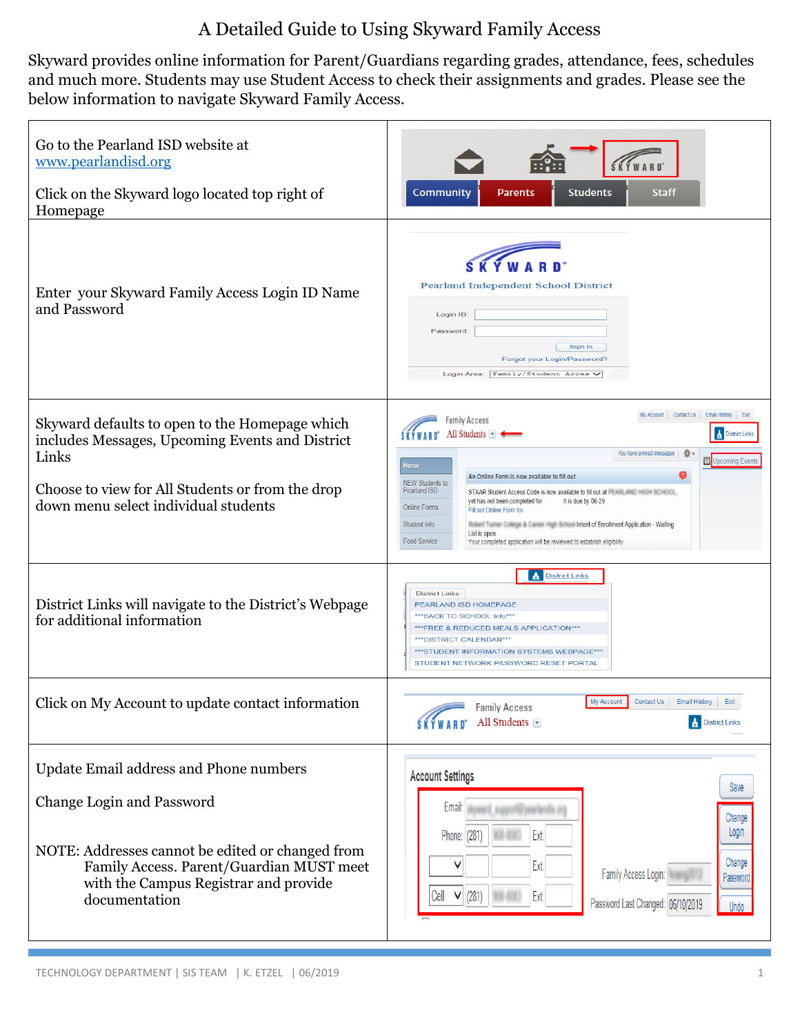# A Detailed Guide to Using Skyward Family Access

Skyward provides online information for Parent/Guardians regarding grades, attendance, fees, schedules and much more. Students may use Student Access to check their assignments and grades. Please see the below information to navigate Skyward Family Access.

| Instructions | |
|---|---|
| Go to the Pearland ISD website at www.pearlandisd.org<br><br>Click on the Skyward logo located top right of Homepage | |
| Enter your Skyward Family Access Login ID Name and Password | |
| Skyward defaults to open to the Homepage which includes Messages, Upcoming Events and District Links<br><br>Choose to view for All Students or from the drop down menu select individual students | |
| District Links will navigate to the District's Webpage for additional information | |
| Click on My Account to update contact information | |
| Update Email address and Phone numbers<br><br>Change Login and Password<br><br>NOTE: Addresses cannot be edited or changed from Family Access. Parent/Guardian MUST meet with the Campus Registrar and provide documentation | |

TECHNOLOGY DEPARTMENT | SIS TEAM | K. ETZEL | 06/2019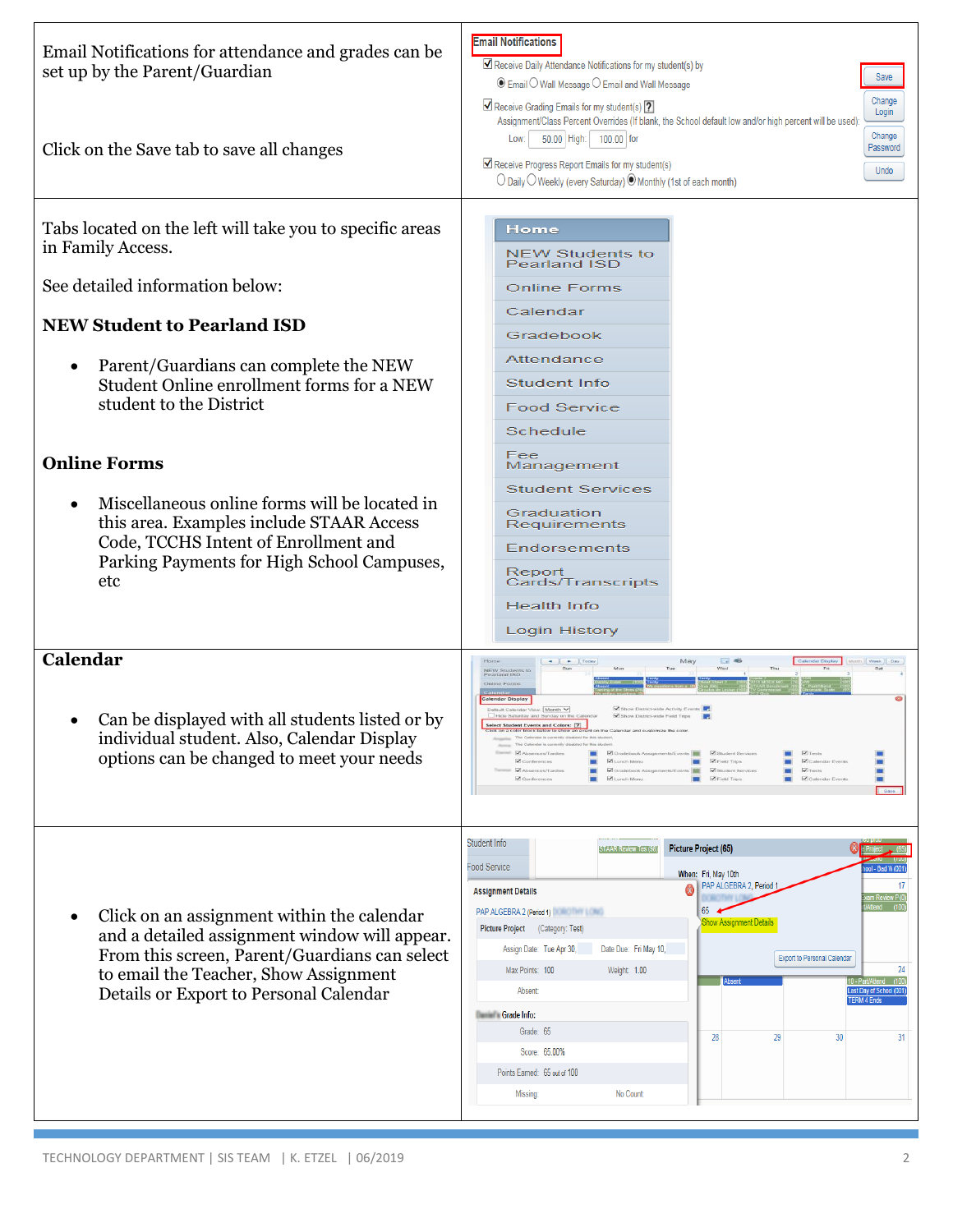Email Notifications for attendance and grades can be set up by the Parent/Guardian

Click on the Save tab to save all changes

Tabs located on the left will take you to specific areas in Family Access.

See detailed information below:

**NEW Student to Pearland ISD**

- Parent/Guardians can complete the NEW Student Online enrollment forms for a NEW student to the District

**Online Forms**

- Miscellaneous online forms will be located in this area. Examples include STAAR Access Code, TCCHS Intent of Enrollment and Parking Payments for High School Campuses, etc

**Calendar**

- Can be displayed with all students listed or by individual student. Also, Calendar Display options can be changed to meet your needs

- Click on an assignment within the calendar and a detailed assignment window will appear. From this screen, Parent/Guardians can select to email the Teacher, Show Assignment Details or Export to Personal Calendar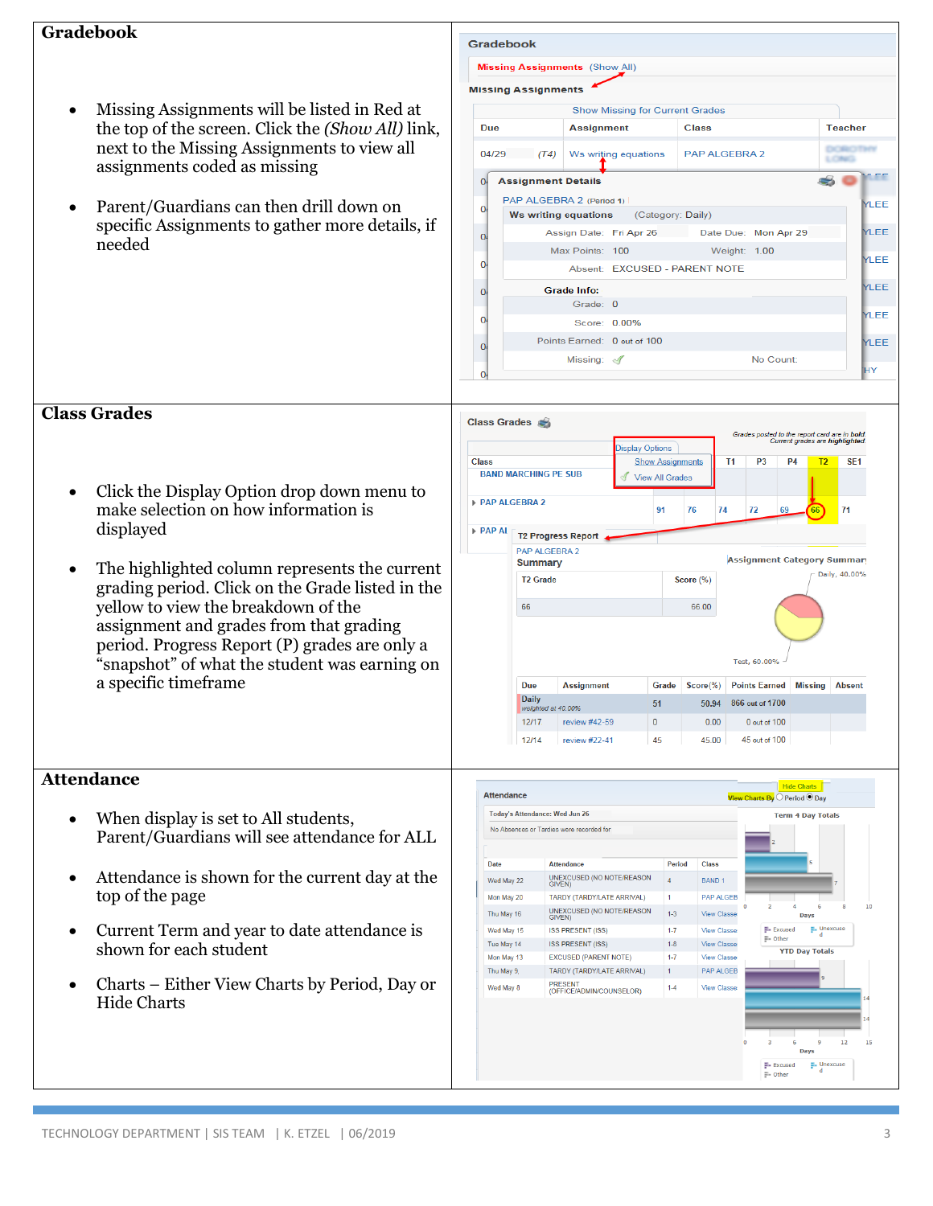## Gradebook

- Missing Assignments will be listed in Red at the top of the screen. Click the *(Show All)* link, next to the Missing Assignments to view all assignments coded as missing
- Parent/Guardians can then drill down on specific Assignments to gather more details, if needed

## Class Grades

- Click the Display Option drop down menu to make selection on how information is displayed
- The highlighted column represents the current grading period. Click on the Grade listed in the yellow to view the breakdown of the assignment and grades from that grading period. Progress Report (P) grades are only a "snapshot" of what the student was earning on a specific timeframe

## Attendance

- When display is set to All students, Parent/Guardians will see attendance for ALL
- Attendance is shown for the current day at the top of the page
- Current Term and year to date attendance is shown for each student
- Charts – Either View Charts by Period, Day or Hide Charts

TECHNOLOGY DEPARTMENT | SIS TEAM | K. ETZEL | 06/2019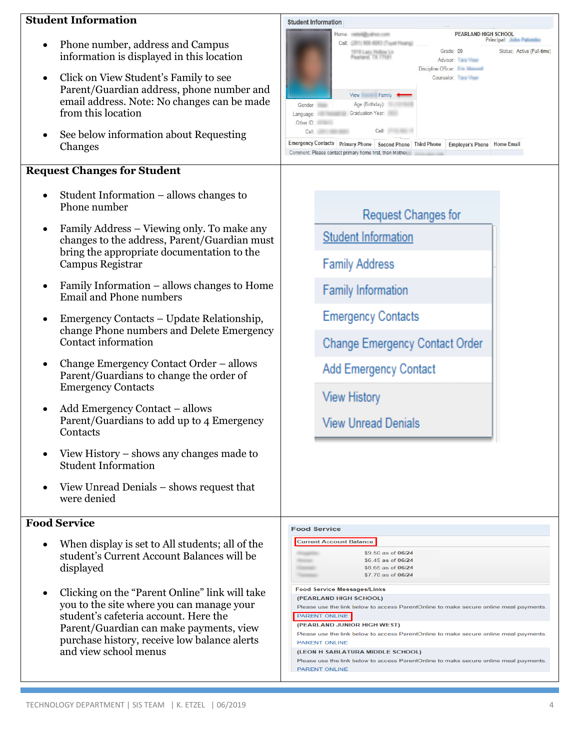## Student Information

- Phone number, address and Campus information is displayed in this location
- Click on View Student's Family to see Parent/Guardian address, phone number and email address. Note: No changes can be made from this location
- See below information about Requesting Changes

## Request Changes for Student

- Student Information – allows changes to Phone number
- Family Address – Viewing only. To make any changes to the address, Parent/Guardian must bring the appropriate documentation to the Campus Registrar
- Family Information – allows changes to Home Email and Phone numbers
- Emergency Contacts – Update Relationship, change Phone numbers and Delete Emergency Contact information
- Change Emergency Contact Order – allows Parent/Guardians to change the order of Emergency Contacts
- Add Emergency Contact – allows Parent/Guardians to add up to 4 Emergency Contacts
- View History – shows any changes made to Student Information
- View Unread Denials – shows request that were denied

Request Changes for

- Student Information
- Family Address
- Family Information
- Emergency Contacts
- Change Emergency Contact Order
- Add Emergency Contact
- View History
- View Unread Denials

## Food Service

- When display is set to All students; all of the student's Current Account Balances will be displayed
- Clicking on the "Parent Online" link will take you to the site where you can manage your student's cafeteria account. Here the Parent/Guardian can make payments, view purchase history, receive low balance alerts and view school menus

Food Service

Current Account Balance

$9.50 as of 06/24
$6.45 as of 06/24
$8.65 as of 06/24
$7.70 as of 06/24

Food Service Messages/Links

(PEARLAND HIGH SCHOOL)
Please use the link below to access ParentOnline to make secure online meal payments.
PARENT ONLINE

(PEARLAND JUNIOR HIGH WEST)
Please use the link below to access ParentOnline to make secure online meal payments.
PARENT ONLINE

(LEON H SABLATURA MIDDLE SCHOOL)
Please use the link below to access ParentOnline to make secure online meal payments.
PARENT ONLINE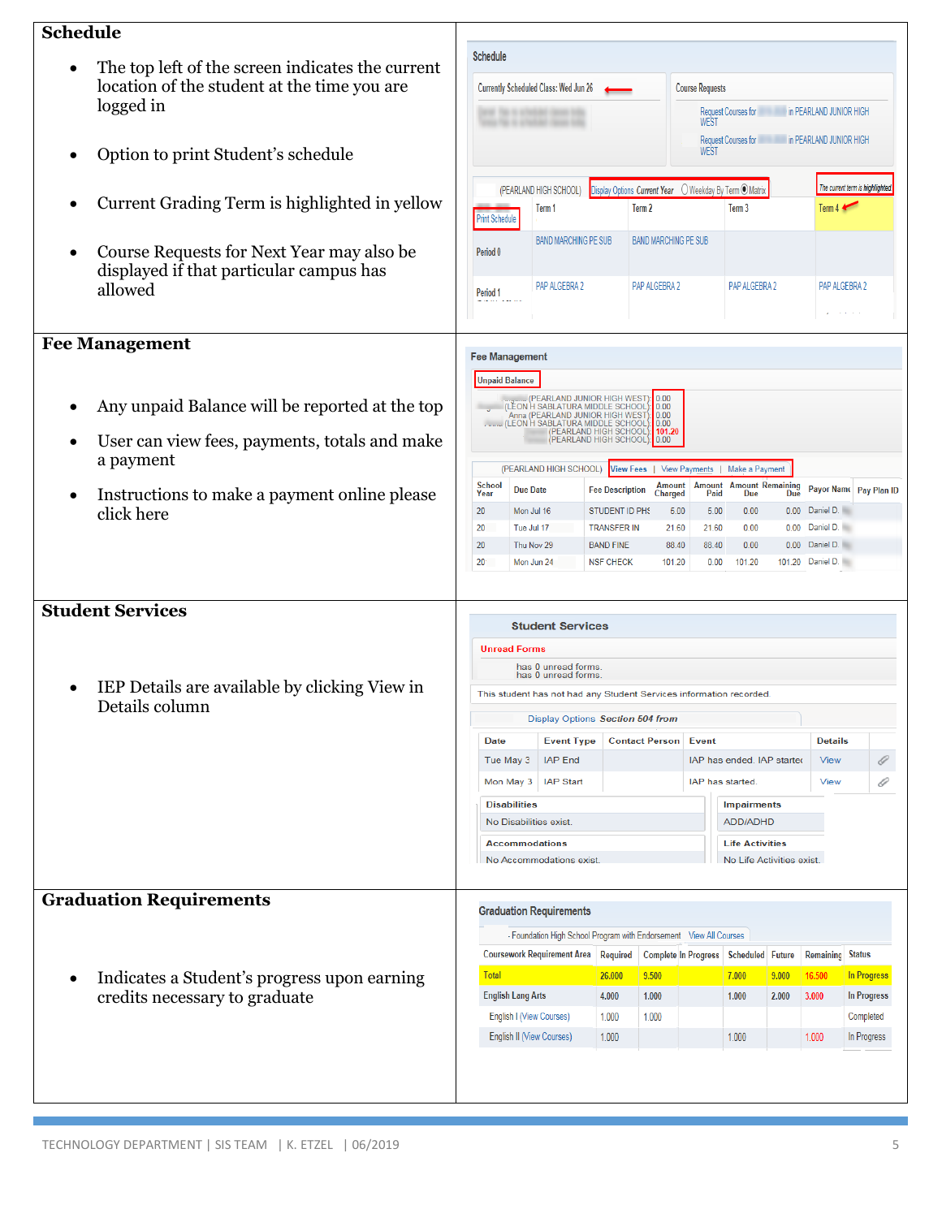## Schedule

- The top left of the screen indicates the current location of the student at the time you are logged in
- Option to print Student's schedule
- Current Grading Term is highlighted in yellow
- Course Requests for Next Year may also be displayed if that particular campus has allowed

## Fee Management

- Any unpaid Balance will be reported at the top
- User can view fees, payments, totals and make a payment
- Instructions to make a payment online please click here

## Student Services

- IEP Details are available by clicking View in Details column

## Graduation Requirements

- Indicates a Student's progress upon earning credits necessary to graduate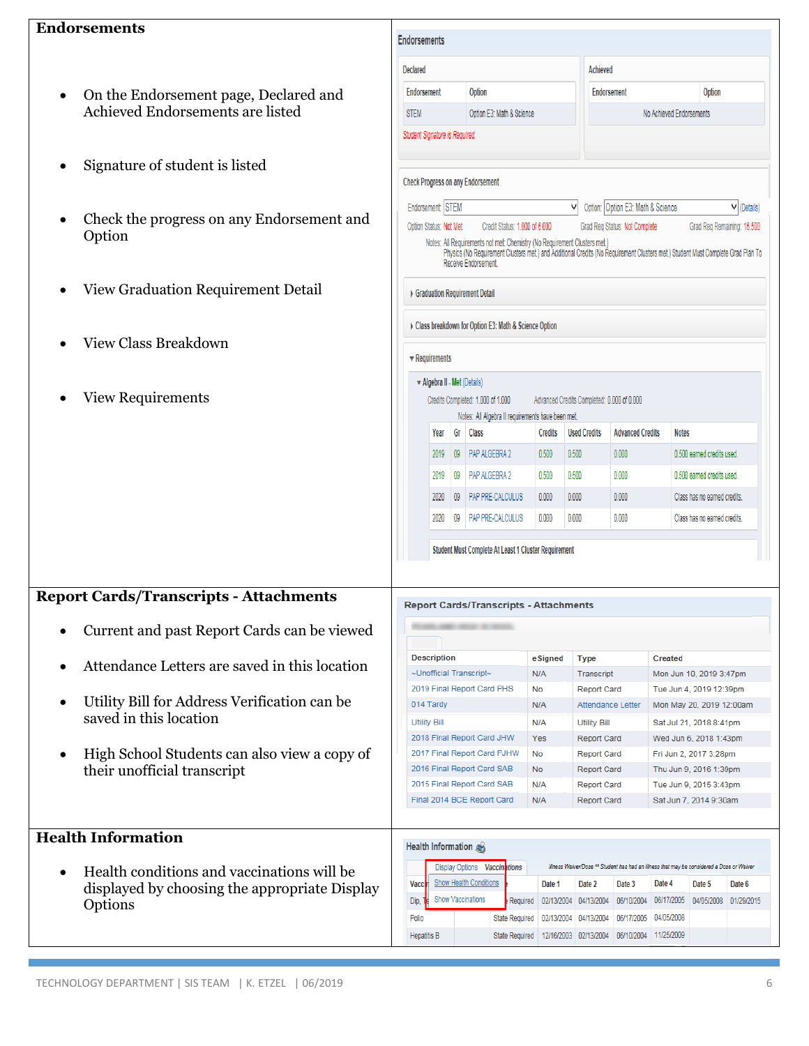## Endorsements

- On the Endorsement page, Declared and Achieved Endorsements are listed
- Signature of student is listed
- Check the progress on any Endorsement and Option
- View Graduation Requirement Detail
- View Class Breakdown
- View Requirements

## Report Cards/Transcripts - Attachments

- Current and past Report Cards can be viewed
- Attendance Letters are saved in this location
- Utility Bill for Address Verification can be saved in this location
- High School Students can also view a copy of their unofficial transcript

## Health Information

- Health conditions and vaccinations will be displayed by choosing the appropriate Display Options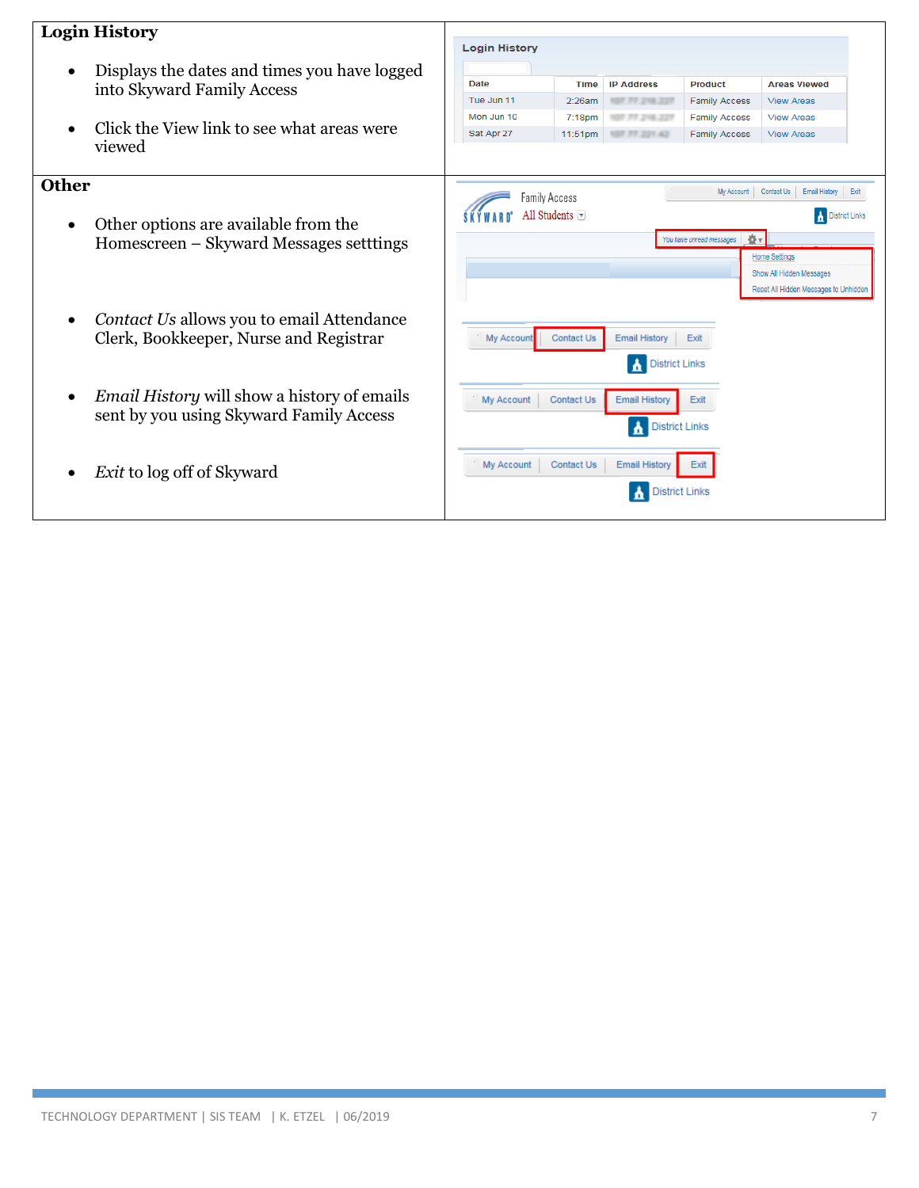## Login History

- Displays the dates and times you have logged into Skyward Family Access
- Click the View link to see what areas were viewed

**Login History**

| Date | Time | IP Address | Product | Areas Viewed |
|---|---|---|---|---|
| Tue Jun 11 | 2:26am | | Family Access | View Areas |
| Mon Jun 10 | 7:18pm | | Family Access | View Areas |
| Sat Apr 27 | 11:51pm | | Family Access | View Areas |

## Other

- Other options are available from the Homescreen – Skyward Messages setttings
- *Contact Us* allows you to email Attendance Clerk, Bookkeeper, Nurse and Registrar
- *Email History* will show a history of emails sent by you using Skyward Family Access
- *Exit* to log off of Skyward